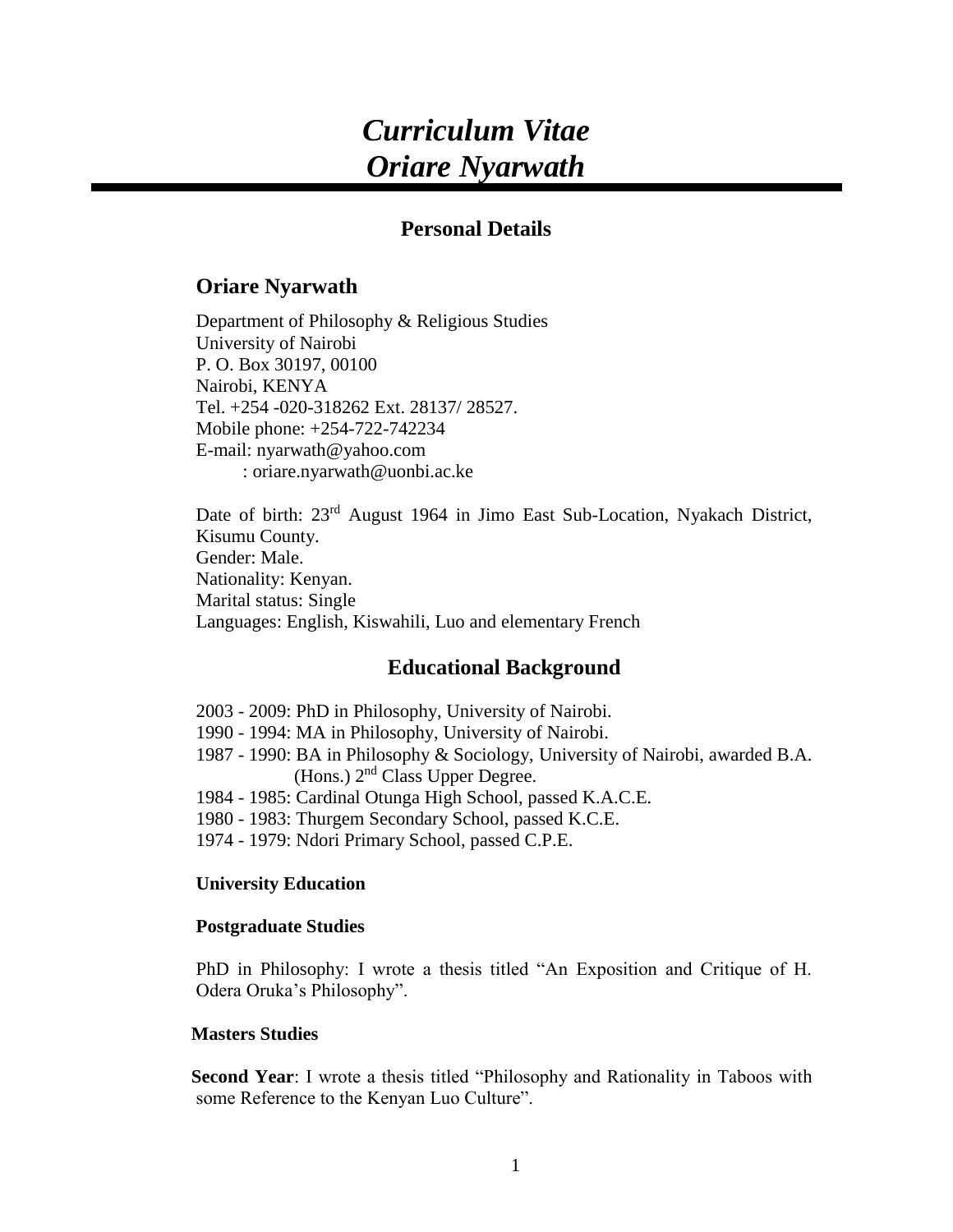# *Curriculum Vitae*
# *Oriare Nyarwath*

## Personal Details

### Oriare Nyarwath

Department of Philosophy & Religious Studies
University of Nairobi
P. O. Box 30197, 00100
Nairobi, KENYA
Tel. +254 -020-318262 Ext. 28137/ 28527.
Mobile phone: +254-722-742234
E-mail: nyarwath@yahoo.com
: oriare.nyarwath@uonbi.ac.ke

Date of birth: 23rd August 1964 in Jimo East Sub-Location, Nyakach District, Kisumu County.
Gender: Male.
Nationality: Kenyan.
Marital status: Single
Languages: English, Kiswahili, Luo and elementary French

## Educational Background

2003 - 2009: PhD in Philosophy, University of Nairobi.
1990 - 1994: MA in Philosophy, University of Nairobi.
1987 - 1990: BA in Philosophy & Sociology, University of Nairobi, awarded B.A. (Hons.) 2nd Class Upper Degree.
1984 - 1985: Cardinal Otunga High School, passed K.A.C.E.
1980 - 1983: Thurgem Secondary School, passed K.C.E.
1974 - 1979: Ndori Primary School, passed C.P.E.

**University Education**

**Postgraduate Studies**

PhD in Philosophy: I wrote a thesis titled "An Exposition and Critique of H. Odera Oruka's Philosophy".

**Masters Studies**

**Second Year**: I wrote a thesis titled "Philosophy and Rationality in Taboos with some Reference to the Kenyan Luo Culture".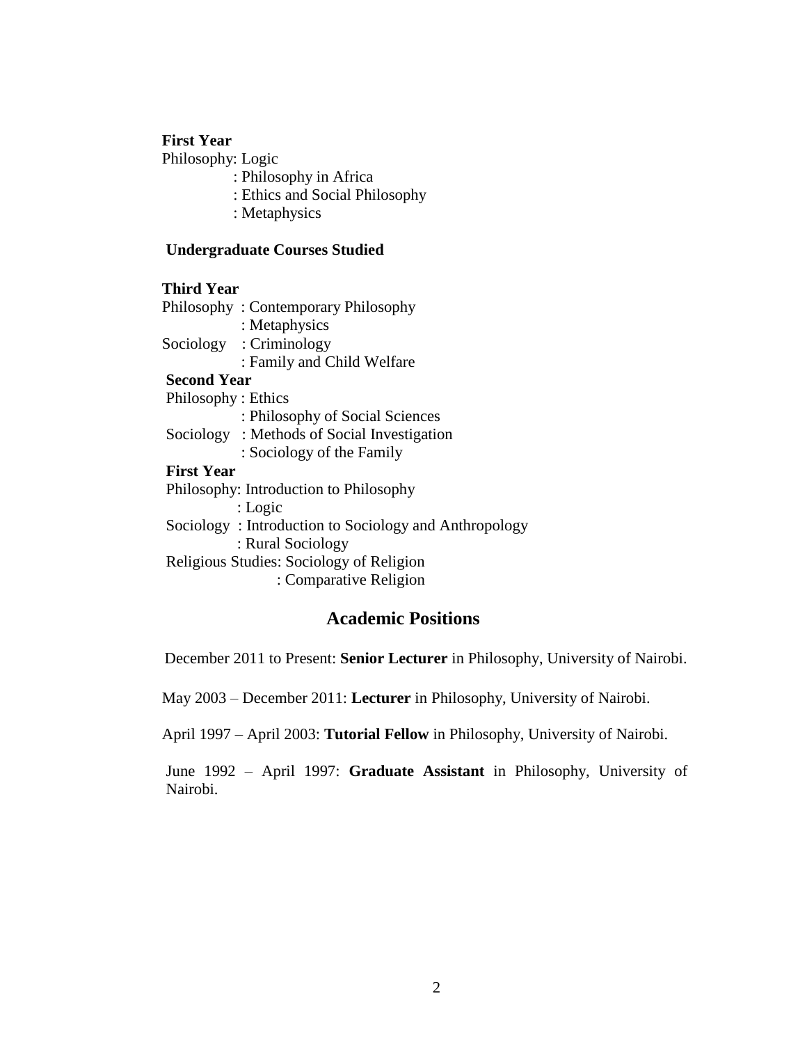**First Year**

Philosophy: Logic
: Philosophy in Africa
: Ethics and Social Philosophy
: Metaphysics

**Undergraduate Courses Studied**

**Third Year**

Philosophy : Contemporary Philosophy
: Metaphysics

Sociology : Criminology
: Family and Child Welfare

**Second Year**

Philosophy : Ethics
: Philosophy of Social Sciences

Sociology : Methods of Social Investigation
: Sociology of the Family

**First Year**

Philosophy: Introduction to Philosophy
: Logic

Sociology : Introduction to Sociology and Anthropology
: Rural Sociology

Religious Studies: Sociology of Religion
: Comparative Religion

## Academic Positions

December 2011 to Present: **Senior Lecturer** in Philosophy, University of Nairobi.

May 2003 – December 2011: **Lecturer** in Philosophy, University of Nairobi.

April 1997 – April 2003: **Tutorial Fellow** in Philosophy, University of Nairobi.

June 1992 – April 1997: **Graduate Assistant** in Philosophy, University of Nairobi.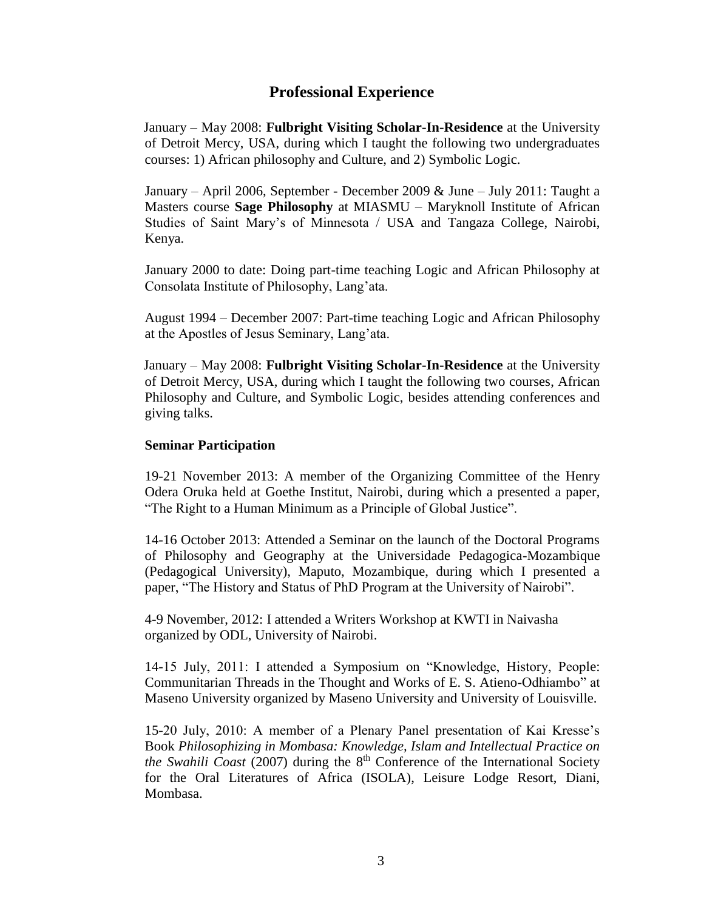## Professional Experience

January – May 2008: **Fulbright Visiting Scholar-In-Residence** at the University of Detroit Mercy, USA, during which I taught the following two undergraduates courses: 1) African philosophy and Culture, and 2) Symbolic Logic.

January – April 2006, September - December 2009 & June – July 2011: Taught a Masters course **Sage Philosophy** at MIASMU – Maryknoll Institute of African Studies of Saint Mary's of Minnesota / USA and Tangaza College, Nairobi, Kenya.

January 2000 to date: Doing part-time teaching Logic and African Philosophy at Consolata Institute of Philosophy, Lang'ata.

August 1994 – December 2007: Part-time teaching Logic and African Philosophy at the Apostles of Jesus Seminary, Lang'ata.

January – May 2008: **Fulbright Visiting Scholar-In-Residence** at the University of Detroit Mercy, USA, during which I taught the following two courses, African Philosophy and Culture, and Symbolic Logic, besides attending conferences and giving talks.

**Seminar Participation**

19-21 November 2013: A member of the Organizing Committee of the Henry Odera Oruka held at Goethe Institut, Nairobi, during which a presented a paper, "The Right to a Human Minimum as a Principle of Global Justice".

14-16 October 2013: Attended a Seminar on the launch of the Doctoral Programs of Philosophy and Geography at the Universidade Pedagogica-Mozambique (Pedagogical University), Maputo, Mozambique, during which I presented a paper, "The History and Status of PhD Program at the University of Nairobi".

4-9 November, 2012: I attended a Writers Workshop at KWTI in Naivasha organized by ODL, University of Nairobi.

14-15 July, 2011: I attended a Symposium on "Knowledge, History, People: Communitarian Threads in the Thought and Works of E. S. Atieno-Odhiambo" at Maseno University organized by Maseno University and University of Louisville.

15-20 July, 2010: A member of a Plenary Panel presentation of Kai Kresse's Book *Philosophizing in Mombasa: Knowledge, Islam and Intellectual Practice on the Swahili Coast* (2007) during the 8th Conference of the International Society for the Oral Literatures of Africa (ISOLA), Leisure Lodge Resort, Diani, Mombasa.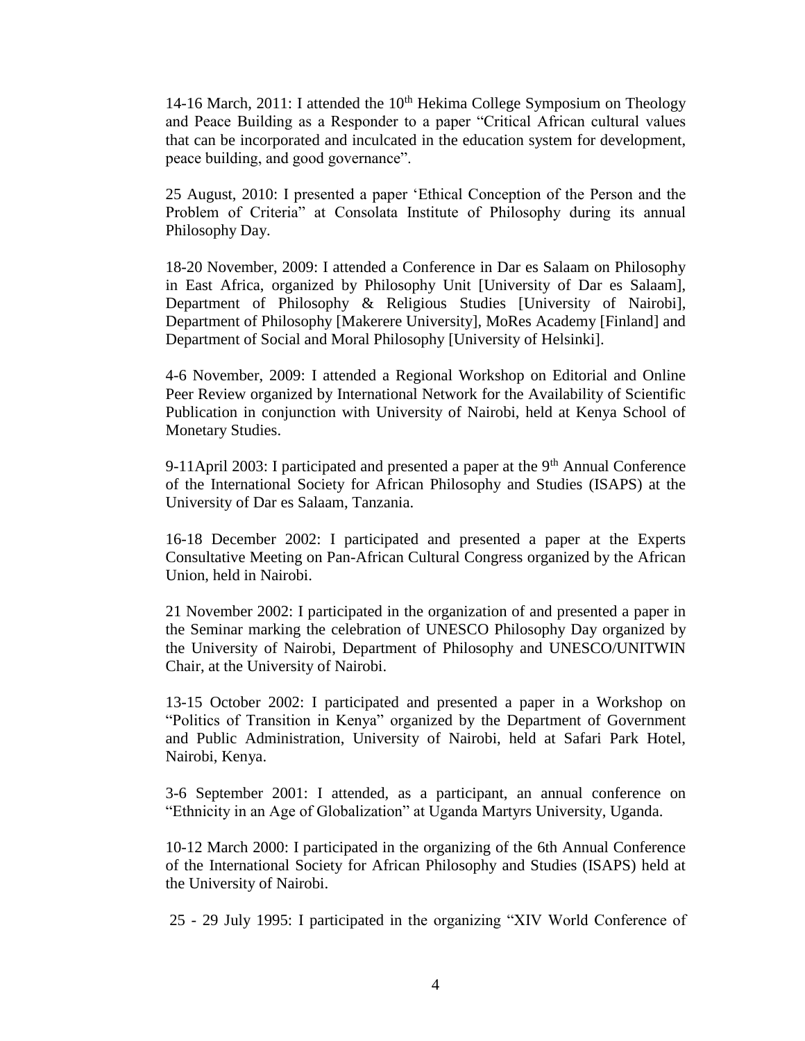14-16 March, 2011: I attended the 10[th] Hekima College Symposium on Theology and Peace Building as a Responder to a paper "Critical African cultural values that can be incorporated and inculcated in the education system for development, peace building, and good governance".

25 August, 2010: I presented a paper 'Ethical Conception of the Person and the Problem of Criteria" at Consolata Institute of Philosophy during its annual Philosophy Day.

18-20 November, 2009: I attended a Conference in Dar es Salaam on Philosophy in East Africa, organized by Philosophy Unit [University of Dar es Salaam], Department of Philosophy & Religious Studies [University of Nairobi], Department of Philosophy [Makerere University], MoRes Academy [Finland] and Department of Social and Moral Philosophy [University of Helsinki].

4-6 November, 2009: I attended a Regional Workshop on Editorial and Online Peer Review organized by International Network for the Availability of Scientific Publication in conjunction with University of Nairobi, held at Kenya School of Monetary Studies.

9-11April 2003: I participated and presented a paper at the 9[th] Annual Conference of the International Society for African Philosophy and Studies (ISAPS) at the University of Dar es Salaam, Tanzania.

16-18 December 2002: I participated and presented a paper at the Experts Consultative Meeting on Pan-African Cultural Congress organized by the African Union, held in Nairobi.

21 November 2002: I participated in the organization of and presented a paper in the Seminar marking the celebration of UNESCO Philosophy Day organized by the University of Nairobi, Department of Philosophy and UNESCO/UNITWIN Chair, at the University of Nairobi.

13-15 October 2002: I participated and presented a paper in a Workshop on "Politics of Transition in Kenya" organized by the Department of Government and Public Administration, University of Nairobi, held at Safari Park Hotel, Nairobi, Kenya.

3-6 September 2001: I attended, as a participant, an annual conference on "Ethnicity in an Age of Globalization" at Uganda Martyrs University, Uganda.

10-12 March 2000: I participated in the organizing of the 6th Annual Conference of the International Society for African Philosophy and Studies (ISAPS) held at the University of Nairobi.

25 - 29 July 1995: I participated in the organizing "XIV World Conference of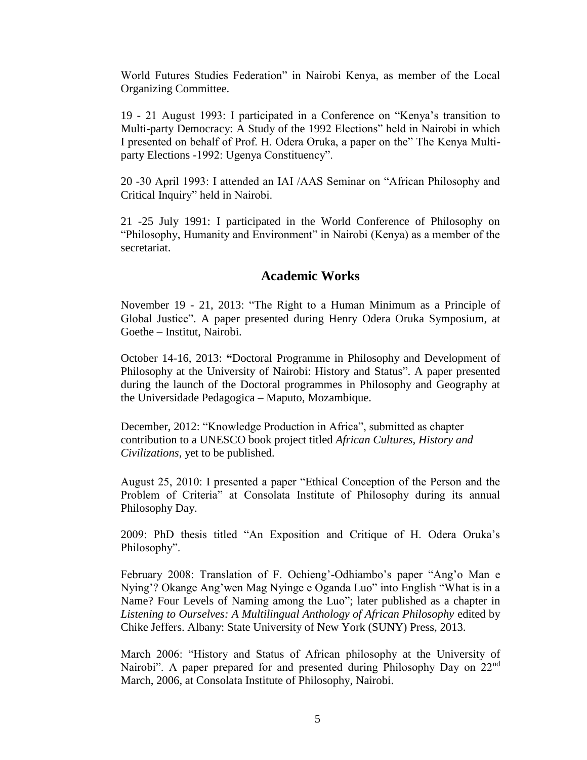World Futures Studies Federation" in Nairobi Kenya, as member of the Local Organizing Committee.

19 - 21 August 1993: I participated in a Conference on "Kenya's transition to Multi-party Democracy: A Study of the 1992 Elections" held in Nairobi in which I presented on behalf of Prof. H. Odera Oruka, a paper on the" The Kenya Multi-party Elections -1992: Ugenya Constituency".

20 -30 April 1993: I attended an IAI /AAS Seminar on "African Philosophy and Critical Inquiry" held in Nairobi.

21 -25 July 1991: I participated in the World Conference of Philosophy on "Philosophy, Humanity and Environment" in Nairobi (Kenya) as a member of the secretariat.

## Academic Works

November 19 - 21, 2013: "The Right to a Human Minimum as a Principle of Global Justice". A paper presented during Henry Odera Oruka Symposium, at Goethe – Institut, Nairobi.

October 14-16, 2013: **"**Doctoral Programme in Philosophy and Development of Philosophy at the University of Nairobi: History and Status". A paper presented during the launch of the Doctoral programmes in Philosophy and Geography at the Universidade Pedagogica – Maputo, Mozambique.

December, 2012: "Knowledge Production in Africa", submitted as chapter contribution to a UNESCO book project titled *African Cultures, History and Civilizations*, yet to be published.

August 25, 2010: I presented a paper "Ethical Conception of the Person and the Problem of Criteria" at Consolata Institute of Philosophy during its annual Philosophy Day.

2009: PhD thesis titled "An Exposition and Critique of H. Odera Oruka's Philosophy".

February 2008: Translation of F. Ochieng'-Odhiambo's paper "Ang'o Man e Nying'? Okange Ang'wen Mag Nyinge e Oganda Luo" into English "What is in a Name? Four Levels of Naming among the Luo"; later published as a chapter in *Listening to Ourselves: A Multilingual Anthology of African Philosophy* edited by Chike Jeffers. Albany: State University of New York (SUNY) Press, 2013.

March 2006: "History and Status of African philosophy at the University of Nairobi". A paper prepared for and presented during Philosophy Day on 22nd March, 2006, at Consolata Institute of Philosophy, Nairobi.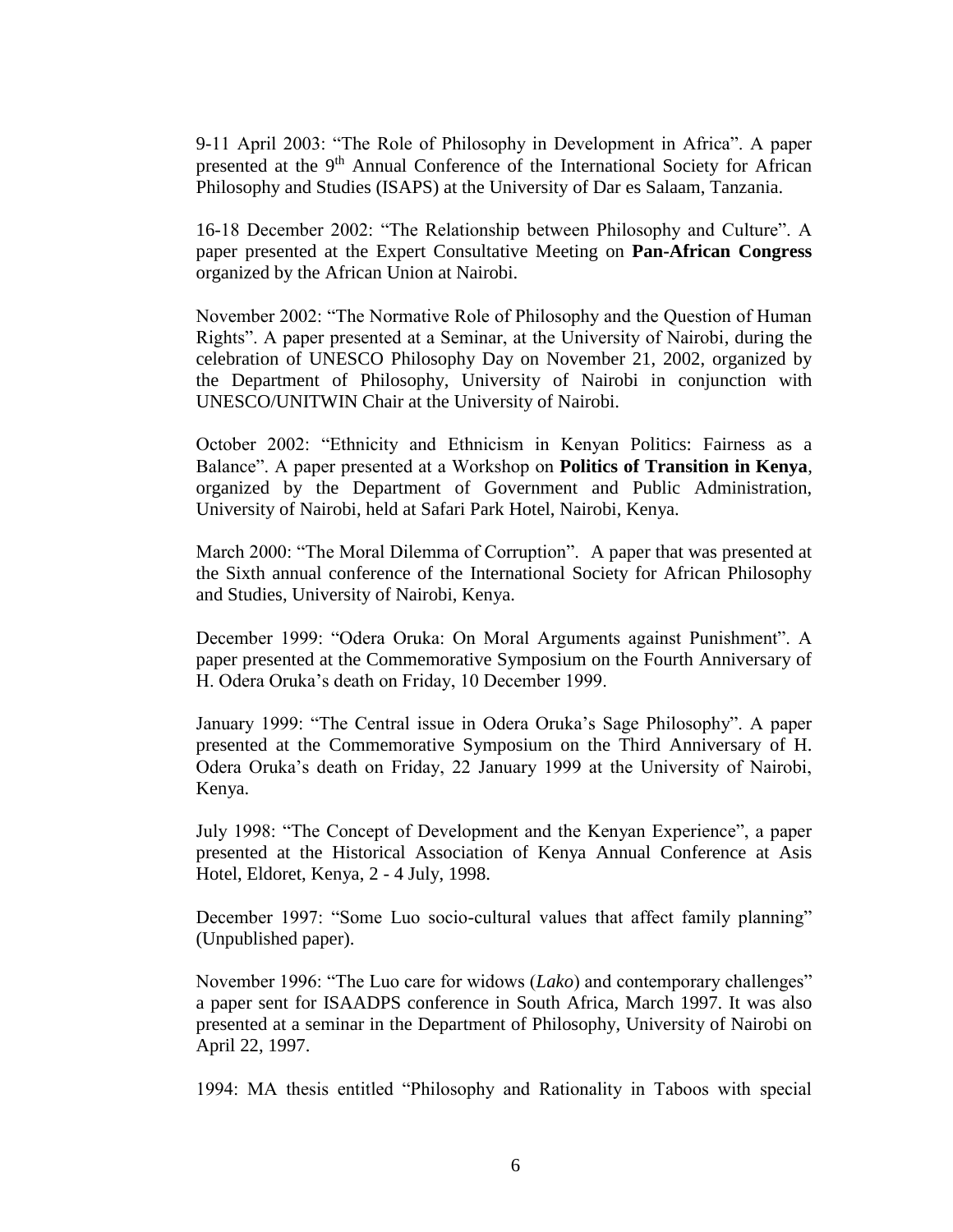9-11 April 2003: "The Role of Philosophy in Development in Africa". A paper presented at the 9th Annual Conference of the International Society for African Philosophy and Studies (ISAPS) at the University of Dar es Salaam, Tanzania.

16-18 December 2002: "The Relationship between Philosophy and Culture". A paper presented at the Expert Consultative Meeting on **Pan-African Congress** organized by the African Union at Nairobi.

November 2002: "The Normative Role of Philosophy and the Question of Human Rights". A paper presented at a Seminar, at the University of Nairobi, during the celebration of UNESCO Philosophy Day on November 21, 2002, organized by the Department of Philosophy, University of Nairobi in conjunction with UNESCO/UNITWIN Chair at the University of Nairobi.

October 2002: "Ethnicity and Ethnicism in Kenyan Politics: Fairness as a Balance". A paper presented at a Workshop on **Politics of Transition in Kenya**, organized by the Department of Government and Public Administration, University of Nairobi, held at Safari Park Hotel, Nairobi, Kenya.

March 2000: "The Moral Dilemma of Corruption". A paper that was presented at the Sixth annual conference of the International Society for African Philosophy and Studies, University of Nairobi, Kenya.

December 1999: "Odera Oruka: On Moral Arguments against Punishment". A paper presented at the Commemorative Symposium on the Fourth Anniversary of H. Odera Oruka's death on Friday, 10 December 1999.

January 1999: "The Central issue in Odera Oruka's Sage Philosophy". A paper presented at the Commemorative Symposium on the Third Anniversary of H. Odera Oruka's death on Friday, 22 January 1999 at the University of Nairobi, Kenya.

July 1998: "The Concept of Development and the Kenyan Experience", a paper presented at the Historical Association of Kenya Annual Conference at Asis Hotel, Eldoret, Kenya, 2 - 4 July, 1998.

December 1997: "Some Luo socio-cultural values that affect family planning" (Unpublished paper).

November 1996: "The Luo care for widows (*Lako*) and contemporary challenges" a paper sent for ISAADPS conference in South Africa, March 1997. It was also presented at a seminar in the Department of Philosophy, University of Nairobi on April 22, 1997.

1994: MA thesis entitled "Philosophy and Rationality in Taboos with special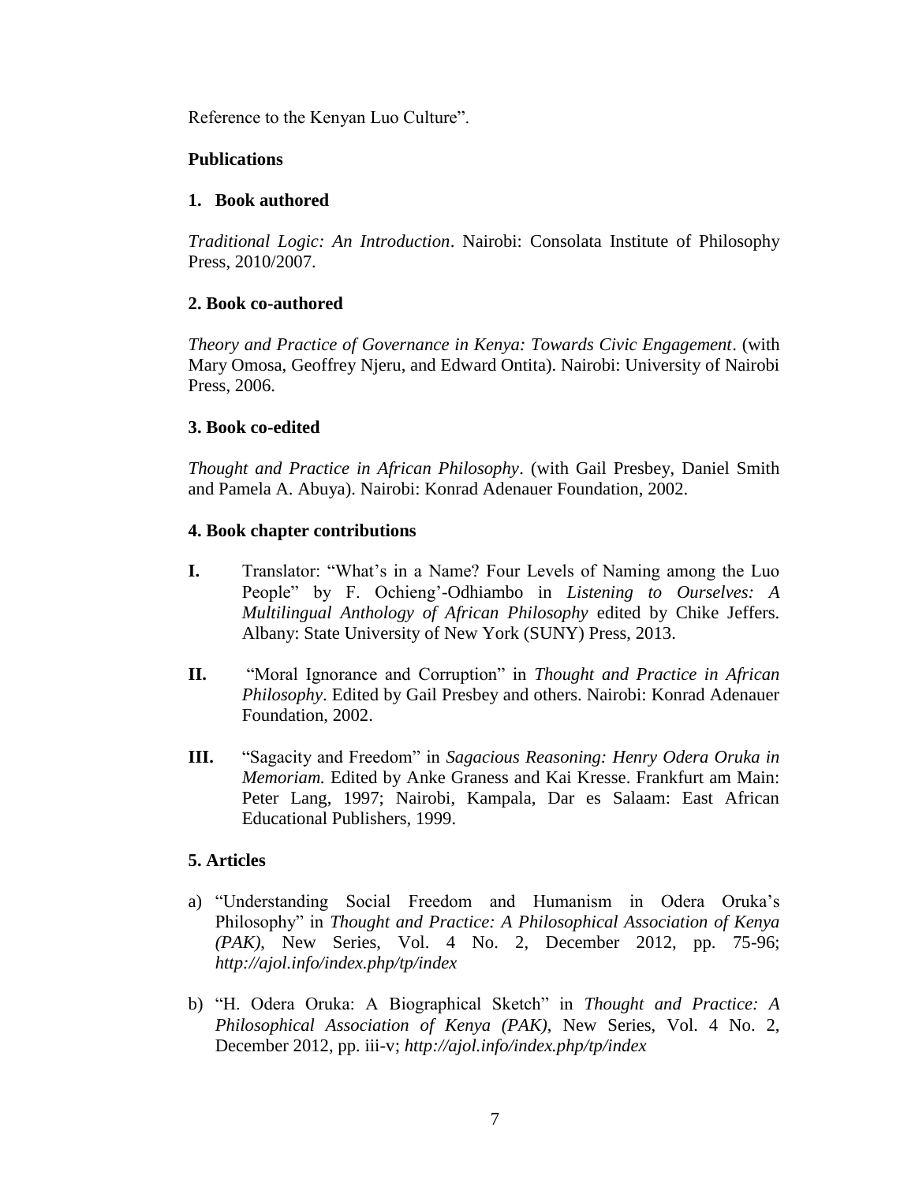Reference to the Kenyan Luo Culture”.

**Publications**

**1. Book authored**

*Traditional Logic: An Introduction*. Nairobi: Consolata Institute of Philosophy Press, 2010/2007.

**2. Book co-authored**

*Theory and Practice of Governance in Kenya: Towards Civic Engagement*. (with Mary Omosa, Geoffrey Njeru, and Edward Ontita). Nairobi: University of Nairobi Press, 2006.

**3. Book co-edited**

*Thought and Practice in African Philosophy*. (with Gail Presbey, Daniel Smith and Pamela A. Abuya). Nairobi: Konrad Adenauer Foundation, 2002.

**4. Book chapter contributions**

**I.** Translator: “What’s in a Name? Four Levels of Naming among the Luo People” by F. Ochieng’-Odhiambo in *Listening to Ourselves: A Multilingual Anthology of African Philosophy* edited by Chike Jeffers. Albany: State University of New York (SUNY) Press, 2013.

**II.** “Moral Ignorance and Corruption” in *Thought and Practice in African Philosophy*. Edited by Gail Presbey and others. Nairobi: Konrad Adenauer Foundation, 2002.

**III.** “Sagacity and Freedom” in *Sagacious Reasoning: Henry Odera Oruka in Memoriam.* Edited by Anke Graness and Kai Kresse. Frankfurt am Main: Peter Lang, 1997; Nairobi, Kampala, Dar es Salaam: East African Educational Publishers, 1999.

**5. Articles**

a) “Understanding Social Freedom and Humanism in Odera Oruka’s Philosophy” in *Thought and Practice: A Philosophical Association of Kenya (PAK)*, New Series, Vol. 4 No. 2, December 2012, pp. 75-96; *http://ajol.info/index.php/tp/index*

b) “H. Odera Oruka: A Biographical Sketch” in *Thought and Practice: A Philosophical Association of Kenya (PAK)*, New Series, Vol. 4 No. 2, December 2012, pp. iii-v; *http://ajol.info/index.php/tp/index*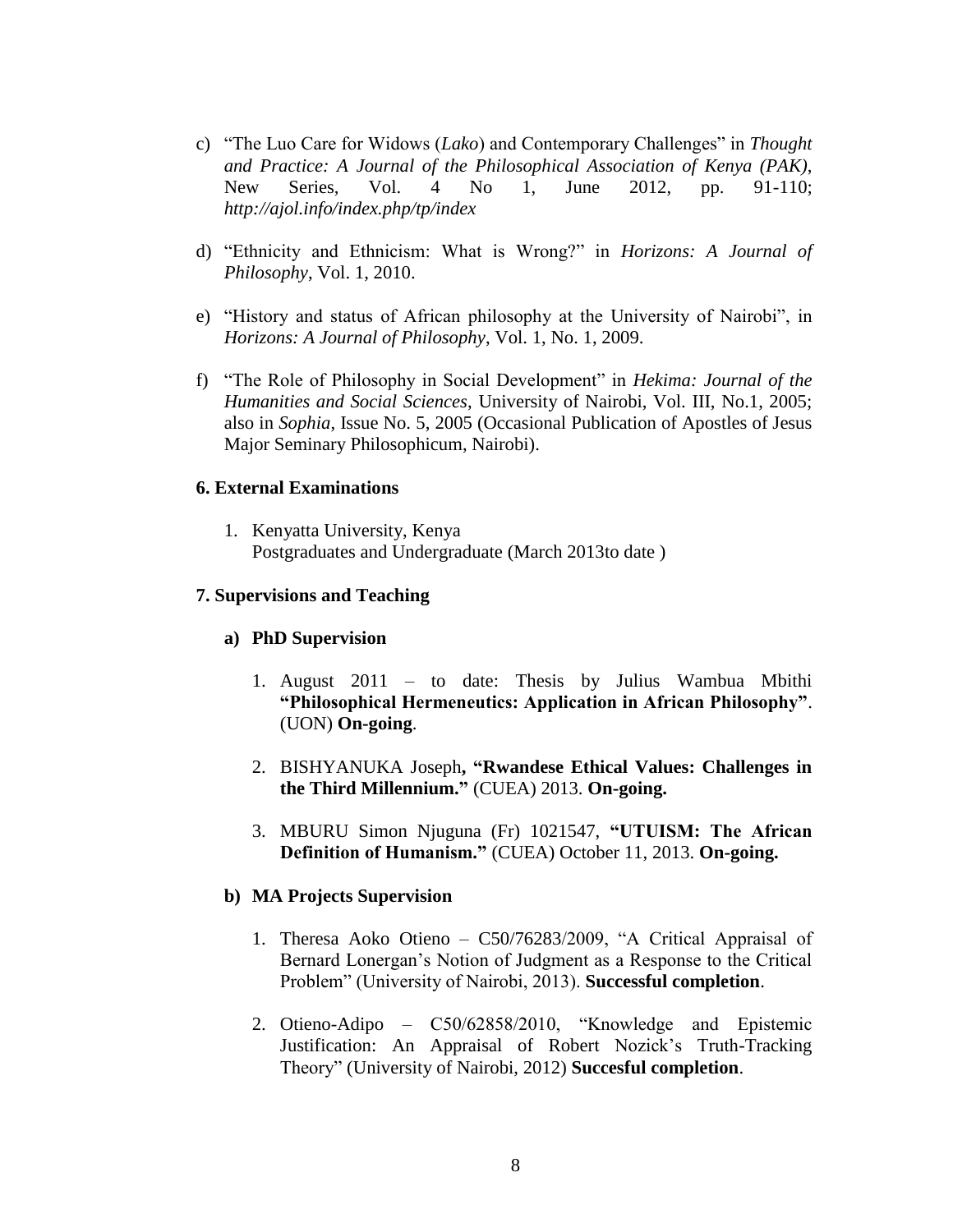c) "The Luo Care for Widows (*Lako*) and Contemporary Challenges" in *Thought and Practice: A Journal of the Philosophical Association of Kenya (PAK)*, New Series, Vol. 4 No 1, June 2012, pp. 91-110; *http://ajol.info/index.php/tp/index*

d) "Ethnicity and Ethnicism: What is Wrong?" in *Horizons: A Journal of Philosophy*, Vol. 1, 2010.

e) "History and status of African philosophy at the University of Nairobi", in *Horizons: A Journal of Philosophy*, Vol. 1, No. 1, 2009.

f) "The Role of Philosophy in Social Development" in *Hekima: Journal of the Humanities and Social Sciences*, University of Nairobi, Vol. III, No.1, 2005; also in *Sophia*, Issue No. 5, 2005 (Occasional Publication of Apostles of Jesus Major Seminary Philosophicum, Nairobi).

## 6. External Examinations

1. Kenyatta University, Kenya
   Postgraduates and Undergraduate (March 2013to date )

## 7. Supervisions and Teaching

### a) PhD Supervision

1. August 2011 – to date: Thesis by Julius Wambua Mbithi **"Philosophical Hermeneutics: Application in African Philosophy"**. (UON) **On-going**.

2. BISHYANUKA Joseph**, "Rwandese Ethical Values: Challenges in the Third Millennium."** (CUEA) 2013. **On-going.**

3. MBURU Simon Njuguna (Fr) 1021547, **"UTUISM: The African Definition of Humanism."** (CUEA) October 11, 2013. **On-going.**

### b) MA Projects Supervision

1. Theresa Aoko Otieno – C50/76283/2009, "A Critical Appraisal of Bernard Lonergan's Notion of Judgment as a Response to the Critical Problem" (University of Nairobi, 2013). **Successful completion**.

2. Otieno-Adipo – C50/62858/2010, "Knowledge and Epistemic Justification: An Appraisal of Robert Nozick's Truth-Tracking Theory" (University of Nairobi, 2012) **Succesful completion**.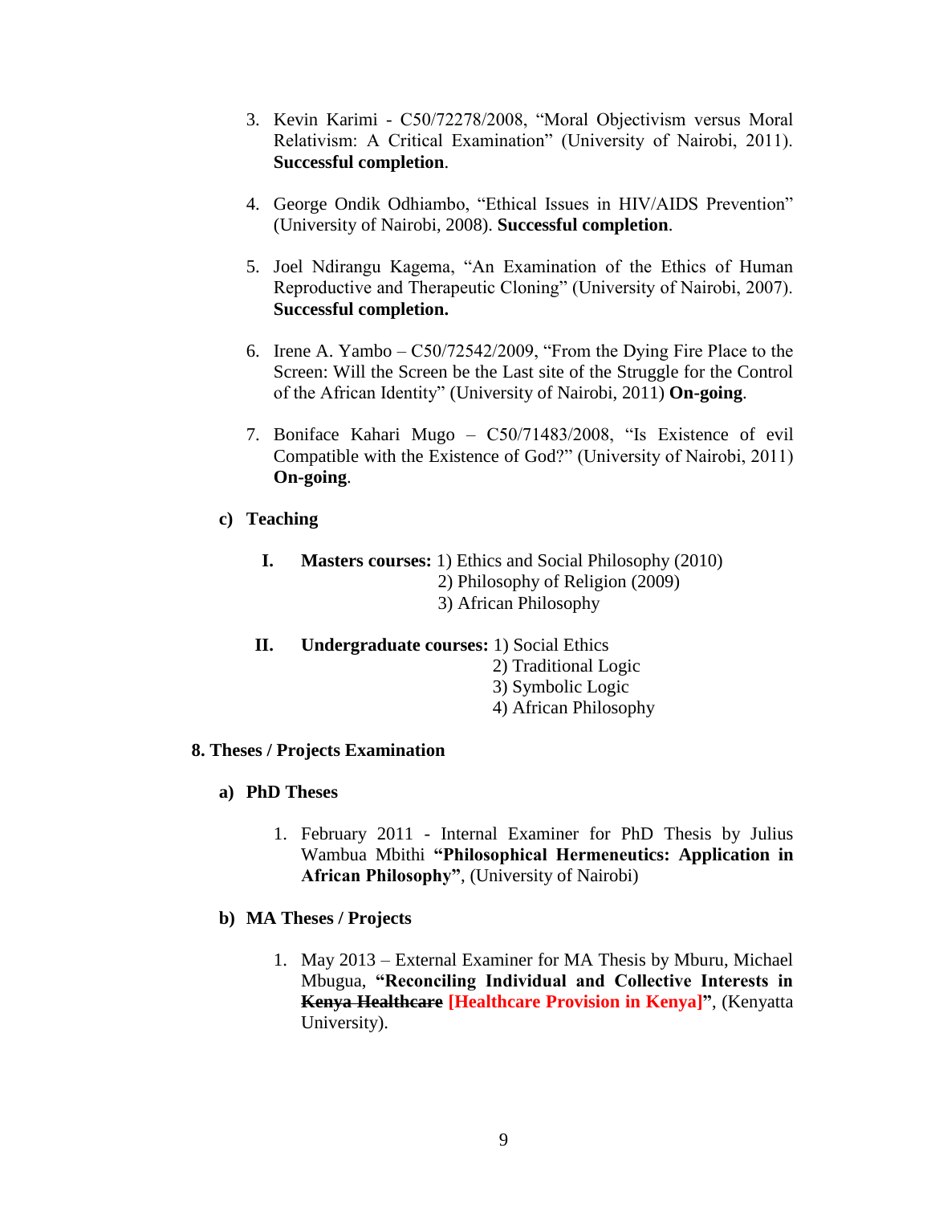3. Kevin Karimi - C50/72278/2008, "Moral Objectivism versus Moral Relativism: A Critical Examination" (University of Nairobi, 2011). **Successful completion**.

4. George Ondik Odhiambo, "Ethical Issues in HIV/AIDS Prevention" (University of Nairobi, 2008). **Successful completion**.

5. Joel Ndirangu Kagema, "An Examination of the Ethics of Human Reproductive and Therapeutic Cloning" (University of Nairobi, 2007). **Successful completion.**

6. Irene A. Yambo – C50/72542/2009, "From the Dying Fire Place to the Screen: Will the Screen be the Last site of the Struggle for the Control of the African Identity" (University of Nairobi, 2011) **On-going**.

7. Boniface Kahari Mugo – C50/71483/2008, "Is Existence of evil Compatible with the Existence of God?" (University of Nairobi, 2011) **On-going**.

**c) Teaching**

I. **Masters courses:** 1) Ethics and Social Philosophy (2010)
   2) Philosophy of Religion (2009)
   3) African Philosophy

II. **Undergraduate courses:** 1) Social Ethics
   2) Traditional Logic
   3) Symbolic Logic
   4) African Philosophy

## 8. Theses / Projects Examination

**a) PhD Theses**

1. February 2011 - Internal Examiner for PhD Thesis by Julius Wambua Mbithi **"Philosophical Hermeneutics: Application in African Philosophy"**, (University of Nairobi)

**b) MA Theses / Projects**

1. May 2013 – External Examiner for MA Thesis by Mburu, Michael Mbugua, **"Reconciling Individual and Collective Interests in ~~Kenya Healthcare~~ [Healthcare Provision in Kenya]"**, (Kenyatta University).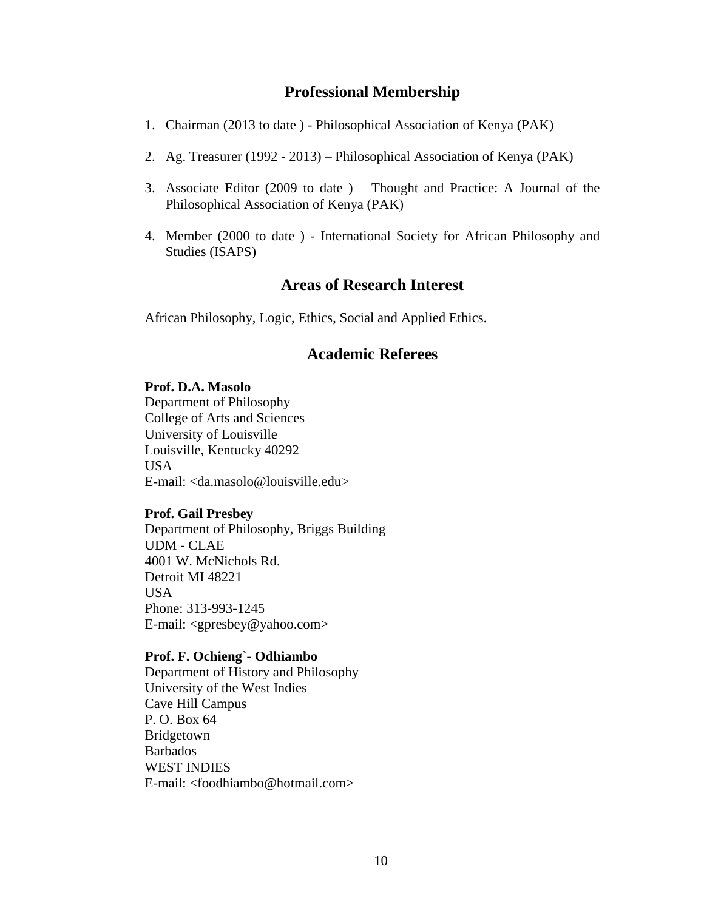## Professional Membership

1. Chairman (2013 to date ) - Philosophical Association of Kenya (PAK)
2. Ag. Treasurer (1992 - 2013) – Philosophical Association of Kenya (PAK)
3. Associate Editor (2009 to date ) – Thought and Practice: A Journal of the Philosophical Association of Kenya (PAK)
4. Member (2000 to date ) - International Society for African Philosophy and Studies (ISAPS)

## Areas of Research Interest

African Philosophy, Logic, Ethics, Social and Applied Ethics.

## Academic Referees

**Prof. D.A. Masolo**
Department of Philosophy
College of Arts and Sciences
University of Louisville
Louisville, Kentucky 40292
USA
E-mail: <da.masolo@louisville.edu>

**Prof. Gail Presbey**
Department of Philosophy, Briggs Building
UDM - CLAE
4001 W. McNichols Rd.
Detroit MI 48221
USA
Phone: 313-993-1245
E-mail: <gpresbey@yahoo.com>

**Prof. F. Ochieng`- Odhiambo**
Department of History and Philosophy
University of the West Indies
Cave Hill Campus
P. O. Box 64
Bridgetown
Barbados
WEST INDIES
E-mail: <foodhiambo@hotmail.com>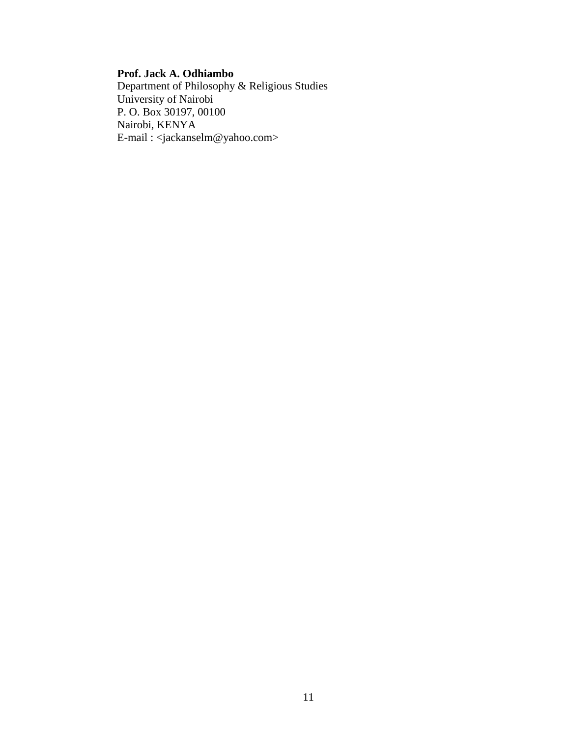**Prof. Jack A. Odhiambo**
Department of Philosophy & Religious Studies
University of Nairobi
P. O. Box 30197, 00100
Nairobi, KENYA
E-mail : <jackanselm@yahoo.com>